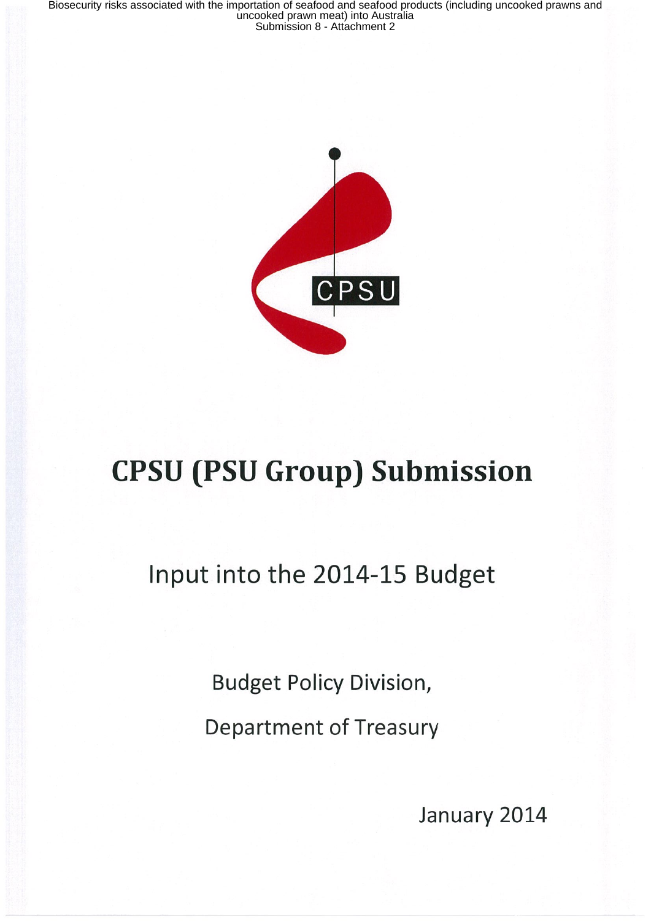Biosecurity risks associated with the importation of seafood and seafood products (including uncooked prawns and uncooked prawn meat) into Australia
Submission 8 - Attachment 2

CPSU

# CPSU (PSU Group) Submission

## Input into the 2014-15 Budget

Budget Policy Division,

Department of Treasury

January 2014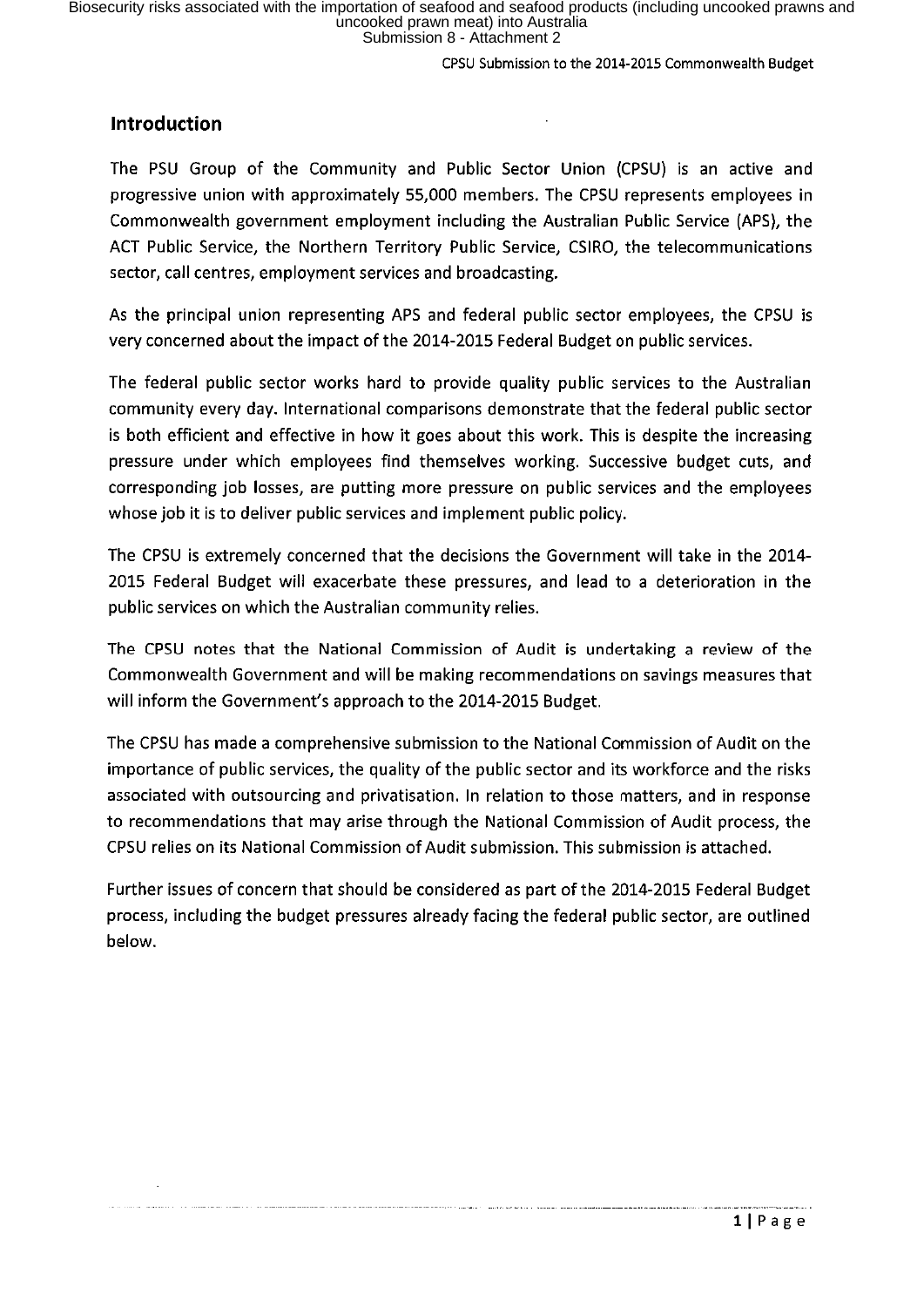## Introduction

The PSU Group of the Community and Public Sector Union (CPSU) is an active and progressive union with approximately 55,000 members. The CPSU represents employees in Commonwealth government employment including the Australian Public Service (APS), the ACT Public Service, the Northern Territory Public Service, CSIRO, the telecommunications sector, call centres, employment services and broadcasting.

As the principal union representing APS and federal public sector employees, the CPSU is very concerned about the impact of the 2014-2015 Federal Budget on public services.

The federal public sector works hard to provide quality public services to the Australian community every day. International comparisons demonstrate that the federal public sector is both efficient and effective in how it goes about this work. This is despite the increasing pressure under which employees find themselves working. Successive budget cuts, and corresponding job losses, are putting more pressure on public services and the employees whose job it is to deliver public services and implement public policy.

The CPSU is extremely concerned that the decisions the Government will take in the 2014-2015 Federal Budget will exacerbate these pressures, and lead to a deterioration in the public services on which the Australian community relies.

The CPSU notes that the National Commission of Audit is undertaking a review of the Commonwealth Government and will be making recommendations on savings measures that will inform the Government's approach to the 2014-2015 Budget.

The CPSU has made a comprehensive submission to the National Commission of Audit on the importance of public services, the quality of the public sector and its workforce and the risks associated with outsourcing and privatisation. In relation to those matters, and in response to recommendations that may arise through the National Commission of Audit process, the CPSU relies on its National Commission of Audit submission. This submission is attached.

Further issues of concern that should be considered as part of the 2014-2015 Federal Budget process, including the budget pressures already facing the federal public sector, are outlined below.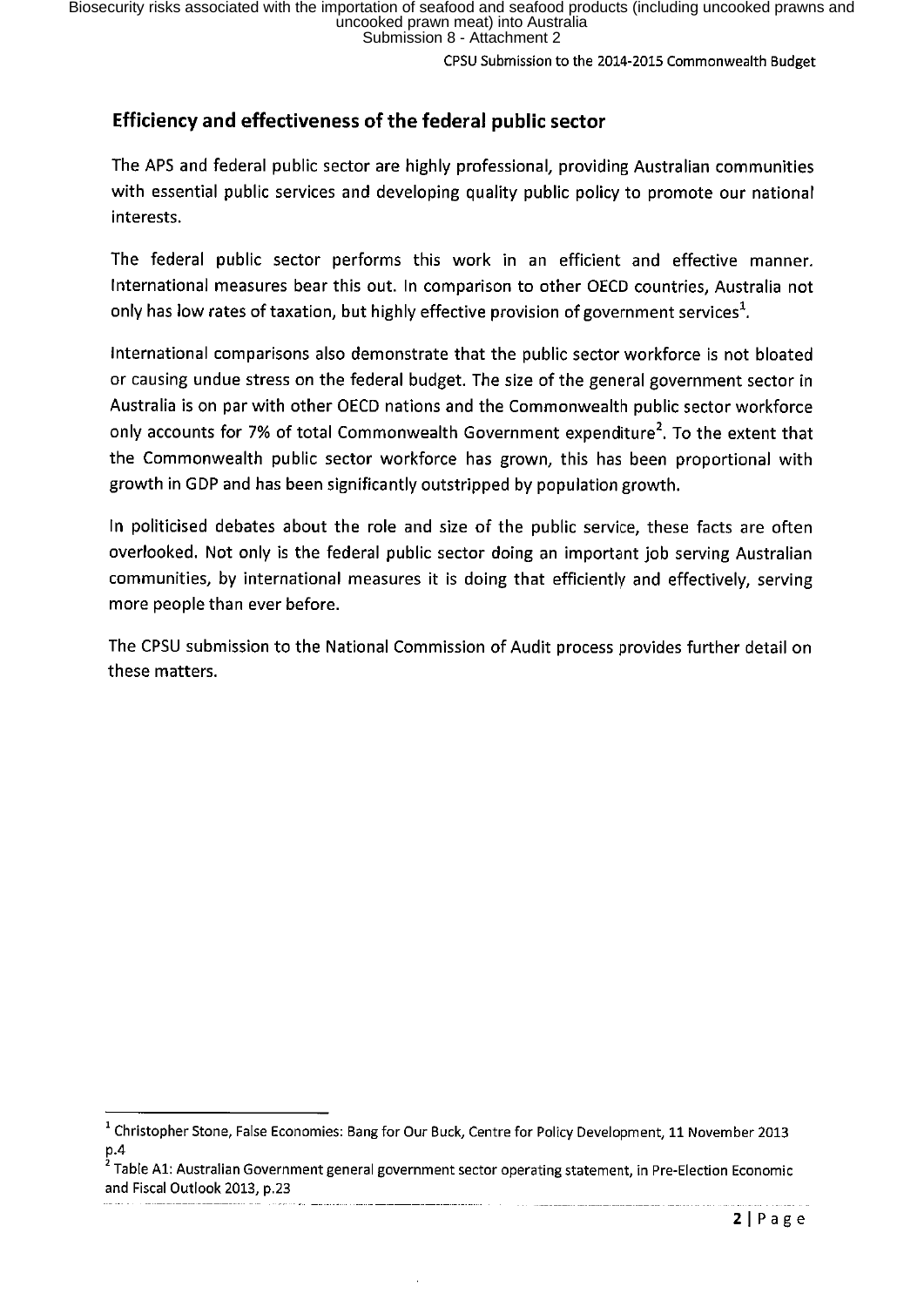## Efficiency and effectiveness of the federal public sector

The APS and federal public sector are highly professional, providing Australian communities with essential public services and developing quality public policy to promote our national interests.

The federal public sector performs this work in an efficient and effective manner. International measures bear this out. In comparison to other OECD countries, Australia not only has low rates of taxation, but highly effective provision of government services[1].

International comparisons also demonstrate that the public sector workforce is not bloated or causing undue stress on the federal budget. The size of the general government sector in Australia is on par with other OECD nations and the Commonwealth public sector workforce only accounts for 7% of total Commonwealth Government expenditure[2]. To the extent that the Commonwealth public sector workforce has grown, this has been proportional with growth in GDP and has been significantly outstripped by population growth.

In politicised debates about the role and size of the public service, these facts are often overlooked. Not only is the federal public sector doing an important job serving Australian communities, by international measures it is doing that efficiently and effectively, serving more people than ever before.

The CPSU submission to the National Commission of Audit process provides further detail on these matters.

---

[1] Christopher Stone, False Economies: Bang for Our Buck, Centre for Policy Development, 11 November 2013 p.4

[2] Table A1: Australian Government general government sector operating statement, in Pre-Election Economic and Fiscal Outlook 2013, p.23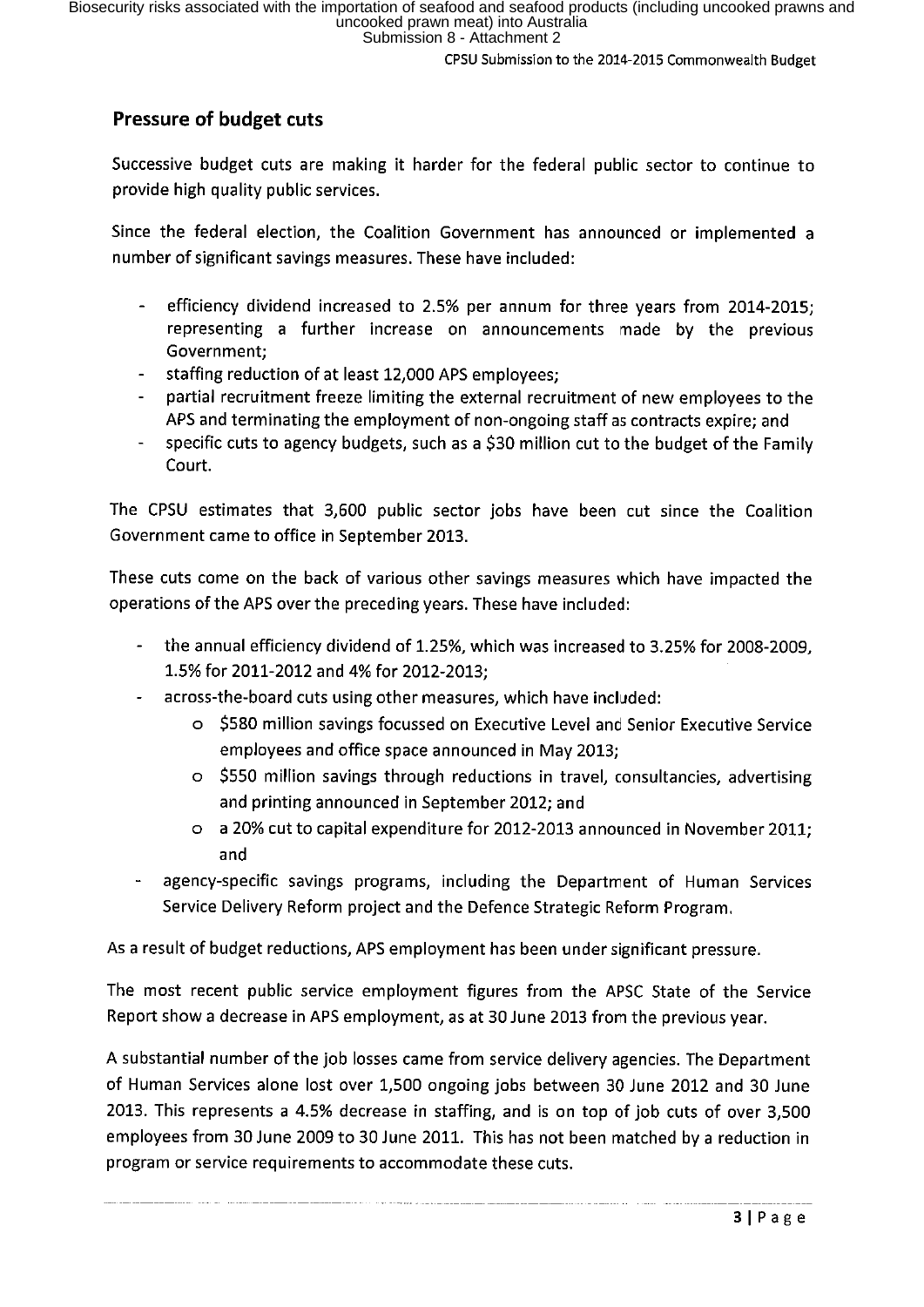## Pressure of budget cuts

Successive budget cuts are making it harder for the federal public sector to continue to provide high quality public services.

Since the federal election, the Coalition Government has announced or implemented a number of significant savings measures. These have included:

- efficiency dividend increased to 2.5% per annum for three years from 2014-2015; representing a further increase on announcements made by the previous Government;
- staffing reduction of at least 12,000 APS employees;
- partial recruitment freeze limiting the external recruitment of new employees to the APS and terminating the employment of non-ongoing staff as contracts expire; and
- specific cuts to agency budgets, such as a $30 million cut to the budget of the Family Court.

The CPSU estimates that 3,600 public sector jobs have been cut since the Coalition Government came to office in September 2013.

These cuts come on the back of various other savings measures which have impacted the operations of the APS over the preceding years. These have included:

- the annual efficiency dividend of 1.25%, which was increased to 3.25% for 2008-2009, 1.5% for 2011-2012 and 4% for 2012-2013;
- across-the-board cuts using other measures, which have included:
  - $580 million savings focussed on Executive Level and Senior Executive Service employees and office space announced in May 2013;
  - $550 million savings through reductions in travel, consultancies, advertising and printing announced in September 2012; and
  - a 20% cut to capital expenditure for 2012-2013 announced in November 2011; and
- agency-specific savings programs, including the Department of Human Services Service Delivery Reform project and the Defence Strategic Reform Program.

As a result of budget reductions, APS employment has been under significant pressure.

The most recent public service employment figures from the APSC State of the Service Report show a decrease in APS employment, as at 30 June 2013 from the previous year.

A substantial number of the job losses came from service delivery agencies. The Department of Human Services alone lost over 1,500 ongoing jobs between 30 June 2012 and 30 June 2013. This represents a 4.5% decrease in staffing, and is on top of job cuts of over 3,500 employees from 30 June 2009 to 30 June 2011. This has not been matched by a reduction in program or service requirements to accommodate these cuts.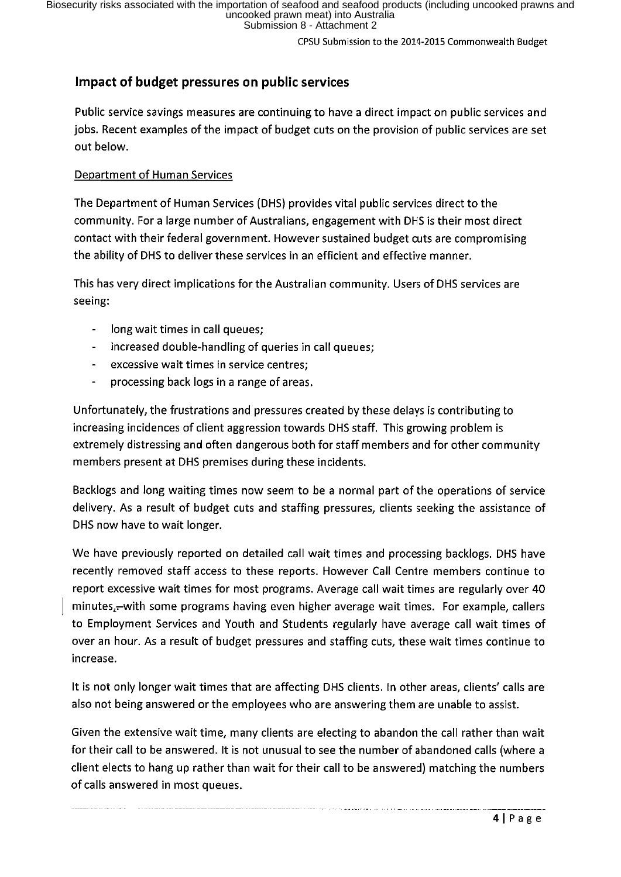## Impact of budget pressures on public services

Public service savings measures are continuing to have a direct impact on public services and jobs. Recent examples of the impact of budget cuts on the provision of public services are set out below.

Department of Human Services

The Department of Human Services (DHS) provides vital public services direct to the community. For a large number of Australians, engagement with DHS is their most direct contact with their federal government. However sustained budget cuts are compromising the ability of DHS to deliver these services in an efficient and effective manner.

This has very direct implications for the Australian community. Users of DHS services are seeing:

- long wait times in call queues;
- increased double-handling of queries in call queues;
- excessive wait times in service centres;
- processing back logs in a range of areas.

Unfortunately, the frustrations and pressures created by these delays is contributing to increasing incidences of client aggression towards DHS staff. This growing problem is extremely distressing and often dangerous both for staff members and for other community members present at DHS premises during these incidents.

Backlogs and long waiting times now seem to be a normal part of the operations of service delivery. As a result of budget cuts and staffing pressures, clients seeking the assistance of DHS now have to wait longer.

We have previously reported on detailed call wait times and processing backlogs. DHS have recently removed staff access to these reports. However Call Centre members continue to report excessive wait times for most programs. Average call wait times are regularly over 40 minutes, with some programs having even higher average wait times. For example, callers to Employment Services and Youth and Students regularly have average call wait times of over an hour. As a result of budget pressures and staffing cuts, these wait times continue to increase.

It is not only longer wait times that are affecting DHS clients. In other areas, clients' calls are also not being answered or the employees who are answering them are unable to assist.

Given the extensive wait time, many clients are electing to abandon the call rather than wait for their call to be answered. It is not unusual to see the number of abandoned calls (where a client elects to hang up rather than wait for their call to be answered) matching the numbers of calls answered in most queues.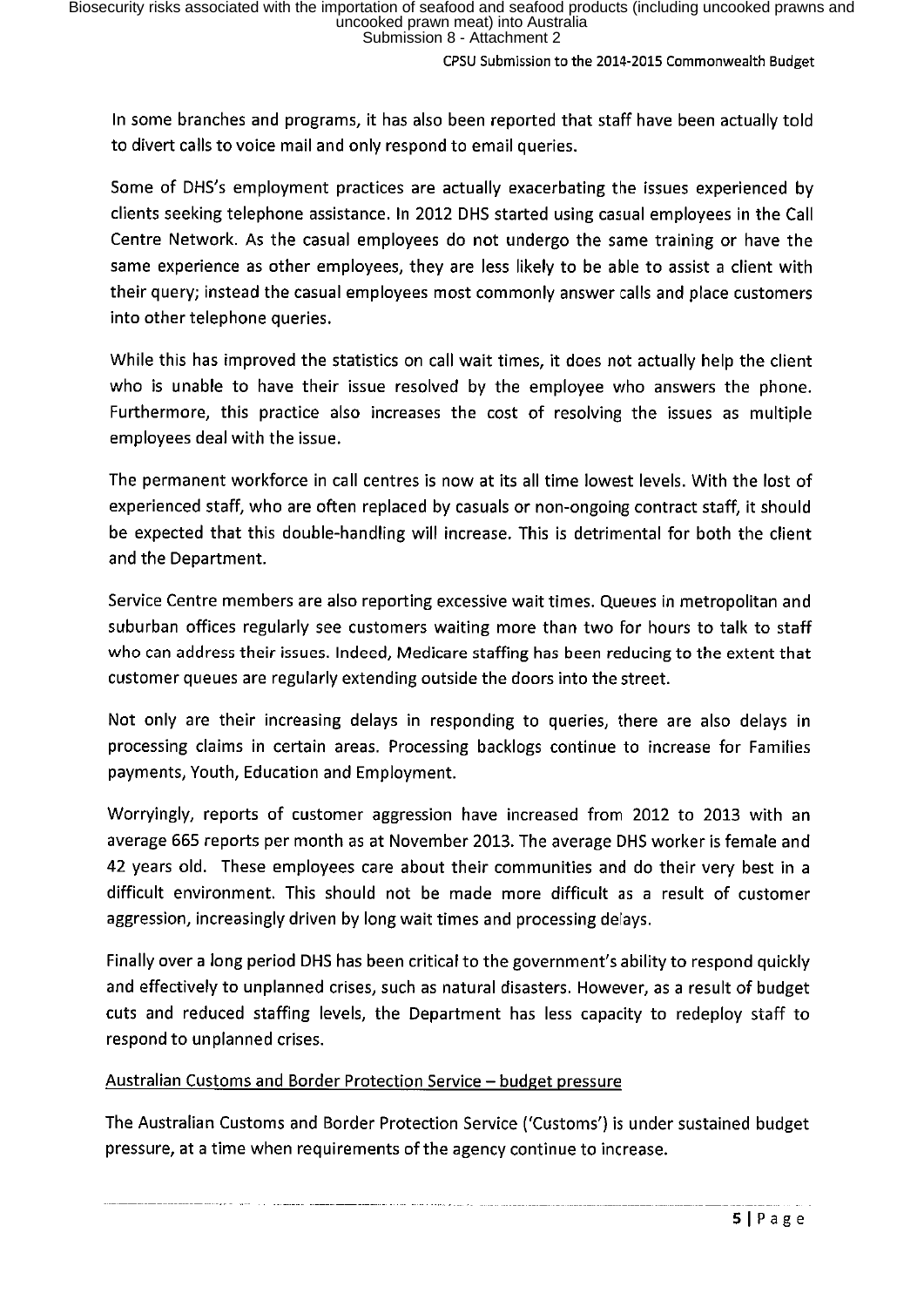In some branches and programs, it has also been reported that staff have been actually told to divert calls to voice mail and only respond to email queries.

Some of DHS's employment practices are actually exacerbating the issues experienced by clients seeking telephone assistance. In 2012 DHS started using casual employees in the Call Centre Network. As the casual employees do not undergo the same training or have the same experience as other employees, they are less likely to be able to assist a client with their query; instead the casual employees most commonly answer calls and place customers into other telephone queries.

While this has improved the statistics on call wait times, it does not actually help the client who is unable to have their issue resolved by the employee who answers the phone. Furthermore, this practice also increases the cost of resolving the issues as multiple employees deal with the issue.

The permanent workforce in call centres is now at its all time lowest levels. With the lost of experienced staff, who are often replaced by casuals or non-ongoing contract staff, it should be expected that this double-handling will increase. This is detrimental for both the client and the Department.

Service Centre members are also reporting excessive wait times. Queues in metropolitan and suburban offices regularly see customers waiting more than two for hours to talk to staff who can address their issues. Indeed, Medicare staffing has been reducing to the extent that customer queues are regularly extending outside the doors into the street.

Not only are their increasing delays in responding to queries, there are also delays in processing claims in certain areas. Processing backlogs continue to increase for Families payments, Youth, Education and Employment.

Worryingly, reports of customer aggression have increased from 2012 to 2013 with an average 665 reports per month as at November 2013. The average DHS worker is female and 42 years old. These employees care about their communities and do their very best in a difficult environment. This should not be made more difficult as a result of customer aggression, increasingly driven by long wait times and processing delays.

Finally over a long period DHS has been critical to the government's ability to respond quickly and effectively to unplanned crises, such as natural disasters. However, as a result of budget cuts and reduced staffing levels, the Department has less capacity to redeploy staff to respond to unplanned crises.

### Australian Customs and Border Protection Service – budget pressure

The Australian Customs and Border Protection Service ('Customs') is under sustained budget pressure, at a time when requirements of the agency continue to increase.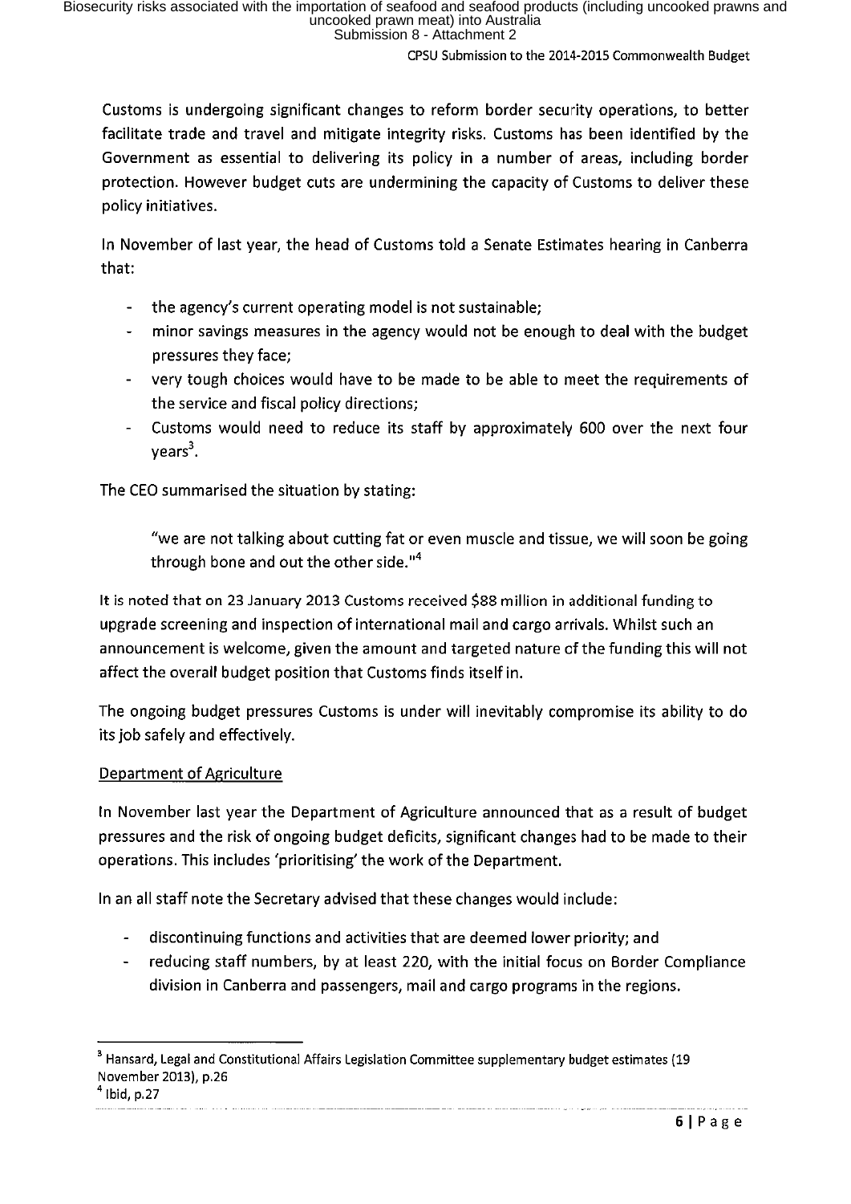Customs is undergoing significant changes to reform border security operations, to better facilitate trade and travel and mitigate integrity risks. Customs has been identified by the Government as essential to delivering its policy in a number of areas, including border protection. However budget cuts are undermining the capacity of Customs to deliver these policy initiatives.

In November of last year, the head of Customs told a Senate Estimates hearing in Canberra that:

- the agency's current operating model is not sustainable;
- minor savings measures in the agency would not be enough to deal with the budget pressures they face;
- very tough choices would have to be made to be able to meet the requirements of the service and fiscal policy directions;
- Customs would need to reduce its staff by approximately 600 over the next four years[3].

The CEO summarised the situation by stating:

> "we are not talking about cutting fat or even muscle and tissue, we will soon be going through bone and out the other side."[4]

It is noted that on 23 January 2013 Customs received $88 million in additional funding to upgrade screening and inspection of international mail and cargo arrivals. Whilst such an announcement is welcome, given the amount and targeted nature of the funding this will not affect the overall budget position that Customs finds itself in.

The ongoing budget pressures Customs is under will inevitably compromise its ability to do its job safely and effectively.

<u>Department of Agriculture</u>

In November last year the Department of Agriculture announced that as a result of budget pressures and the risk of ongoing budget deficits, significant changes had to be made to their operations. This includes 'prioritising' the work of the Department.

In an all staff note the Secretary advised that these changes would include:

- discontinuing functions and activities that are deemed lower priority; and
- reducing staff numbers, by at least 220, with the initial focus on Border Compliance division in Canberra and passengers, mail and cargo programs in the regions.

---

[3] Hansard, Legal and Constitutional Affairs Legislation Committee supplementary budget estimates (19 November 2013), p.26

[4] Ibid, p.27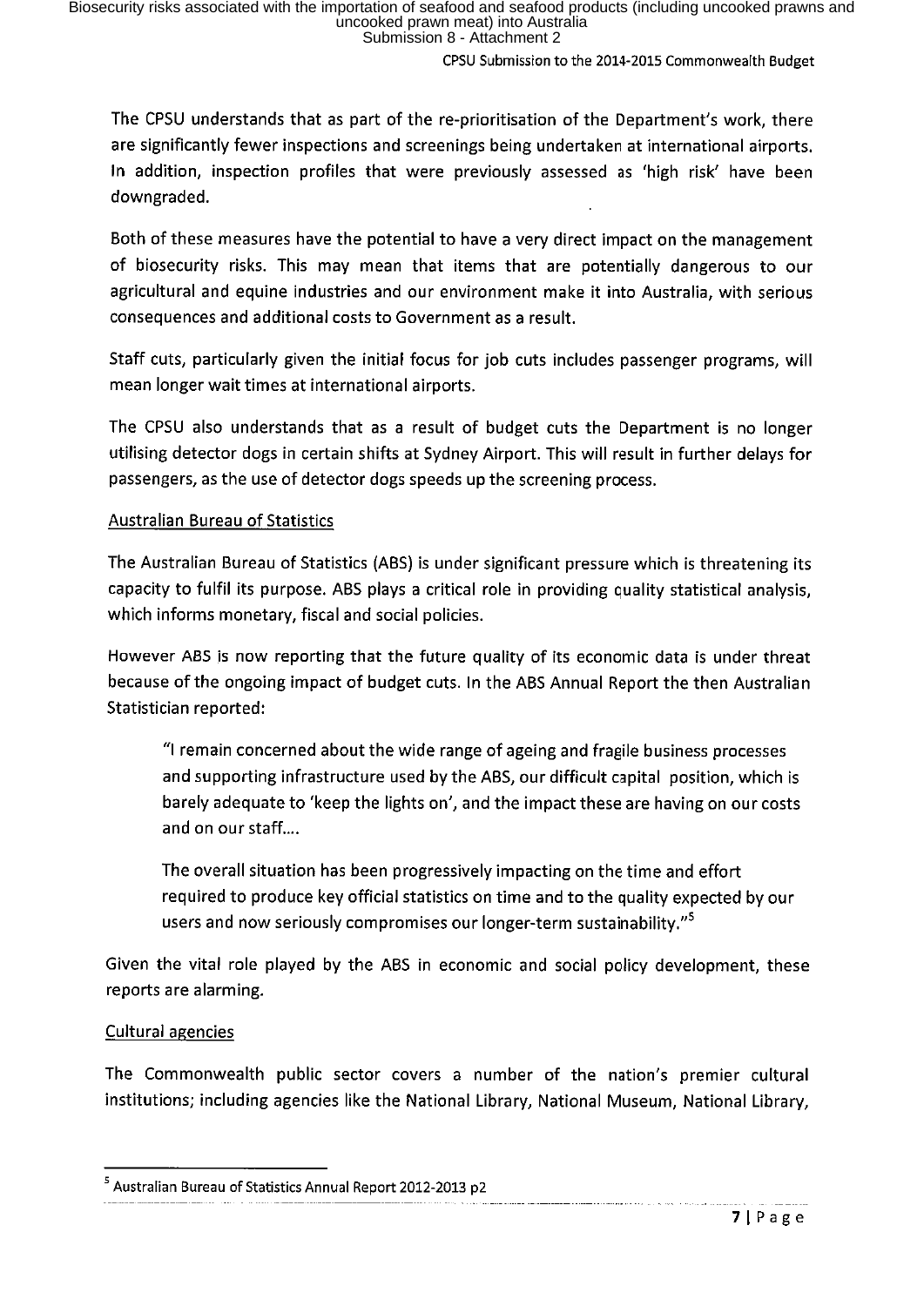The CPSU understands that as part of the re-prioritisation of the Department's work, there are significantly fewer inspections and screenings being undertaken at international airports. In addition, inspection profiles that were previously assessed as 'high risk' have been downgraded.

Both of these measures have the potential to have a very direct impact on the management of biosecurity risks. This may mean that items that are potentially dangerous to our agricultural and equine industries and our environment make it into Australia, with serious consequences and additional costs to Government as a result.

Staff cuts, particularly given the initial focus for job cuts includes passenger programs, will mean longer wait times at international airports.

The CPSU also understands that as a result of budget cuts the Department is no longer utilising detector dogs in certain shifts at Sydney Airport. This will result in further delays for passengers, as the use of detector dogs speeds up the screening process.

Australian Bureau of Statistics

The Australian Bureau of Statistics (ABS) is under significant pressure which is threatening its capacity to fulfil its purpose. ABS plays a critical role in providing quality statistical analysis, which informs monetary, fiscal and social policies.

However ABS is now reporting that the future quality of its economic data is under threat because of the ongoing impact of budget cuts. In the ABS Annual Report the then Australian Statistician reported:

> "I remain concerned about the wide range of ageing and fragile business processes and supporting infrastructure used by the ABS, our difficult capital position, which is barely adequate to 'keep the lights on', and the impact these are having on our costs and on our staff….
>
> The overall situation has been progressively impacting on the time and effort required to produce key official statistics on time and to the quality expected by our users and now seriously compromises our longer-term sustainability."[5]

Given the vital role played by the ABS in economic and social policy development, these reports are alarming.

Cultural agencies

The Commonwealth public sector covers a number of the nation's premier cultural institutions; including agencies like the National Library, National Museum, National Library,

---

[5] Australian Bureau of Statistics Annual Report 2012-2013 p2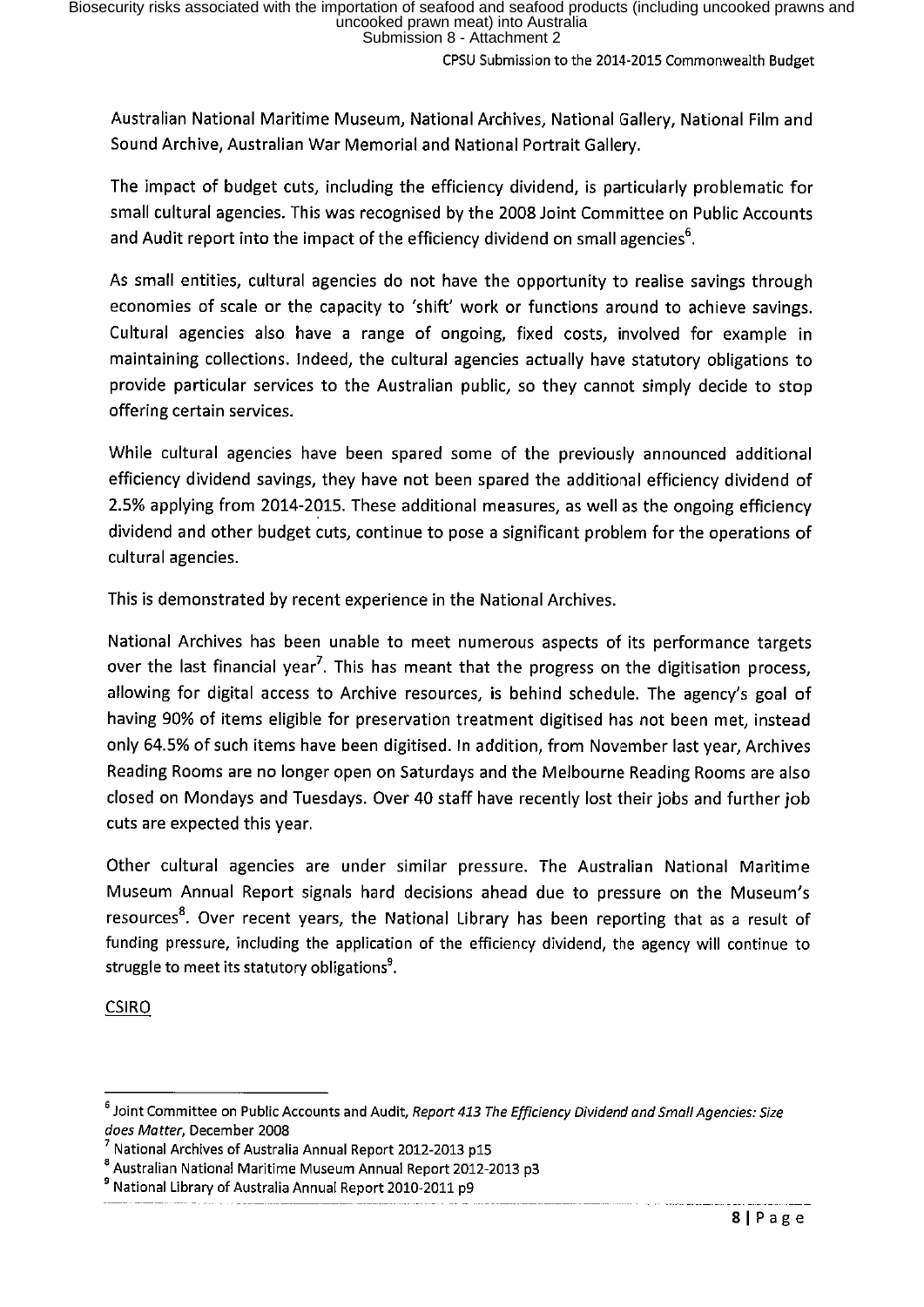Australian National Maritime Museum, National Archives, National Gallery, National Film and Sound Archive, Australian War Memorial and National Portrait Gallery.

The impact of budget cuts, including the efficiency dividend, is particularly problematic for small cultural agencies. This was recognised by the 2008 Joint Committee on Public Accounts and Audit report into the impact of the efficiency dividend on small agencies[6].

As small entities, cultural agencies do not have the opportunity to realise savings through economies of scale or the capacity to 'shift' work or functions around to achieve savings. Cultural agencies also have a range of ongoing, fixed costs, involved for example in maintaining collections. Indeed, the cultural agencies actually have statutory obligations to provide particular services to the Australian public, so they cannot simply decide to stop offering certain services.

While cultural agencies have been spared some of the previously announced additional efficiency dividend savings, they have not been spared the additional efficiency dividend of 2.5% applying from 2014-2015. These additional measures, as well as the ongoing efficiency dividend and other budget cuts, continue to pose a significant problem for the operations of cultural agencies.

This is demonstrated by recent experience in the National Archives.

National Archives has been unable to meet numerous aspects of its performance targets over the last financial year[7]. This has meant that the progress on the digitisation process, allowing for digital access to Archive resources, is behind schedule. The agency's goal of having 90% of items eligible for preservation treatment digitised has not been met, instead only 64.5% of such items have been digitised. In addition, from November last year, Archives Reading Rooms are no longer open on Saturdays and the Melbourne Reading Rooms are also closed on Mondays and Tuesdays. Over 40 staff have recently lost their jobs and further job cuts are expected this year.

Other cultural agencies are under similar pressure. The Australian National Maritime Museum Annual Report signals hard decisions ahead due to pressure on the Museum's resources[8]. Over recent years, the National Library has been reporting that as a result of funding pressure, including the application of the efficiency dividend, the agency will continue to struggle to meet its statutory obligations[9].

CSIRO

---

[6] Joint Committee on Public Accounts and Audit, *Report 413 The Efficiency Dividend and Small Agencies: Size does Matter*, December 2008

[7] National Archives of Australia Annual Report 2012-2013 p15

[8] Australian National Maritime Museum Annual Report 2012-2013 p3

[9] National Library of Australia Annual Report 2010-2011 p9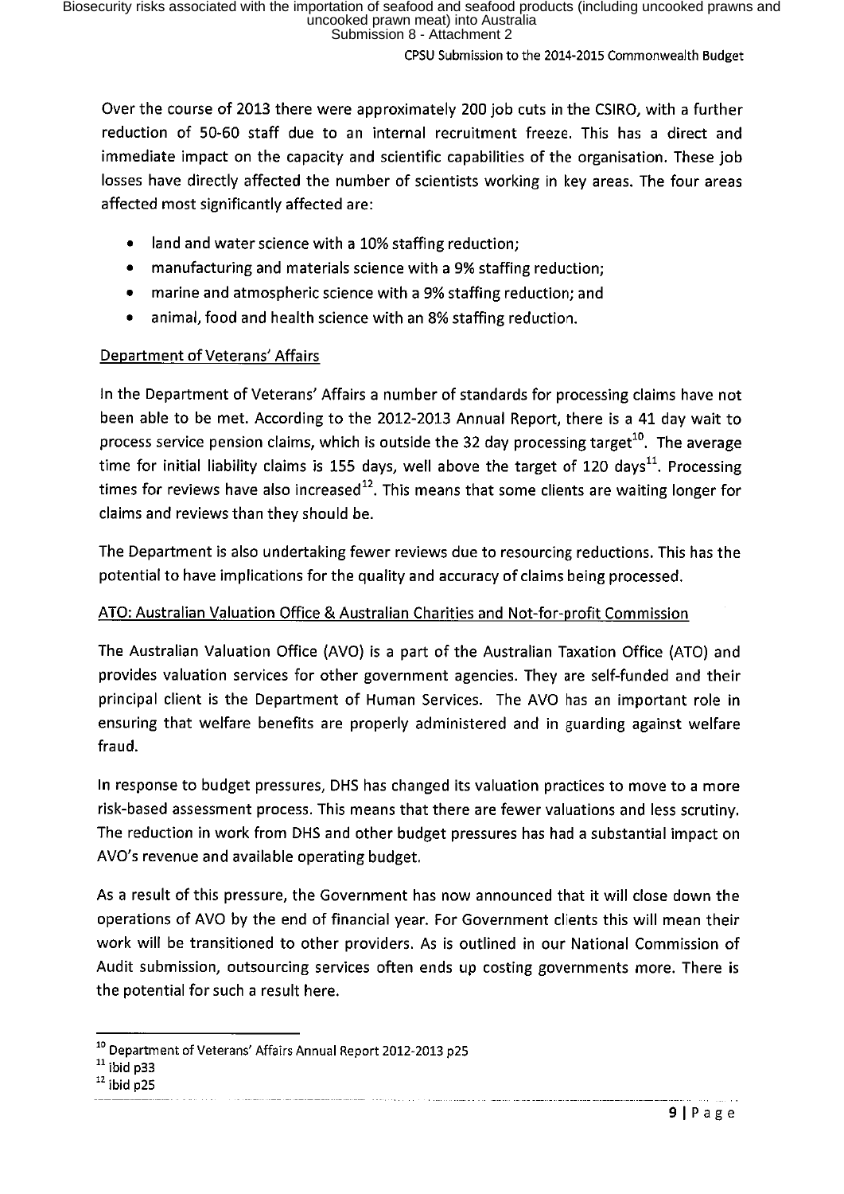Over the course of 2013 there were approximately 200 job cuts in the CSIRO, with a further reduction of 50-60 staff due to an internal recruitment freeze. This has a direct and immediate impact on the capacity and scientific capabilities of the organisation. These job losses have directly affected the number of scientists working in key areas. The four areas affected most significantly affected are:

- land and water science with a 10% staffing reduction;
- manufacturing and materials science with a 9% staffing reduction;
- marine and atmospheric science with a 9% staffing reduction; and
- animal, food and health science with an 8% staffing reduction.

<u>Department of Veterans' Affairs</u>

In the Department of Veterans' Affairs a number of standards for processing claims have not been able to be met. According to the 2012-2013 Annual Report, there is a 41 day wait to process service pension claims, which is outside the 32 day processing target[10]. The average time for initial liability claims is 155 days, well above the target of 120 days[11]. Processing times for reviews have also increased[12]. This means that some clients are waiting longer for claims and reviews than they should be.

The Department is also undertaking fewer reviews due to resourcing reductions. This has the potential to have implications for the quality and accuracy of claims being processed.

<u>ATO: Australian Valuation Office & Australian Charities and Not-for-profit Commission</u>

The Australian Valuation Office (AVO) is a part of the Australian Taxation Office (ATO) and provides valuation services for other government agencies. They are self-funded and their principal client is the Department of Human Services. The AVO has an important role in ensuring that welfare benefits are properly administered and in guarding against welfare fraud.

In response to budget pressures, DHS has changed its valuation practices to move to a more risk-based assessment process. This means that there are fewer valuations and less scrutiny. The reduction in work from DHS and other budget pressures has had a substantial impact on AVO's revenue and available operating budget.

As a result of this pressure, the Government has now announced that it will close down the operations of AVO by the end of financial year. For Government clients this will mean their work will be transitioned to other providers. As is outlined in our National Commission of Audit submission, outsourcing services often ends up costing governments more. There is the potential for such a result here.

---

[10] Department of Veterans' Affairs Annual Report 2012-2013 p25

[11] ibid p33

[12] ibid p25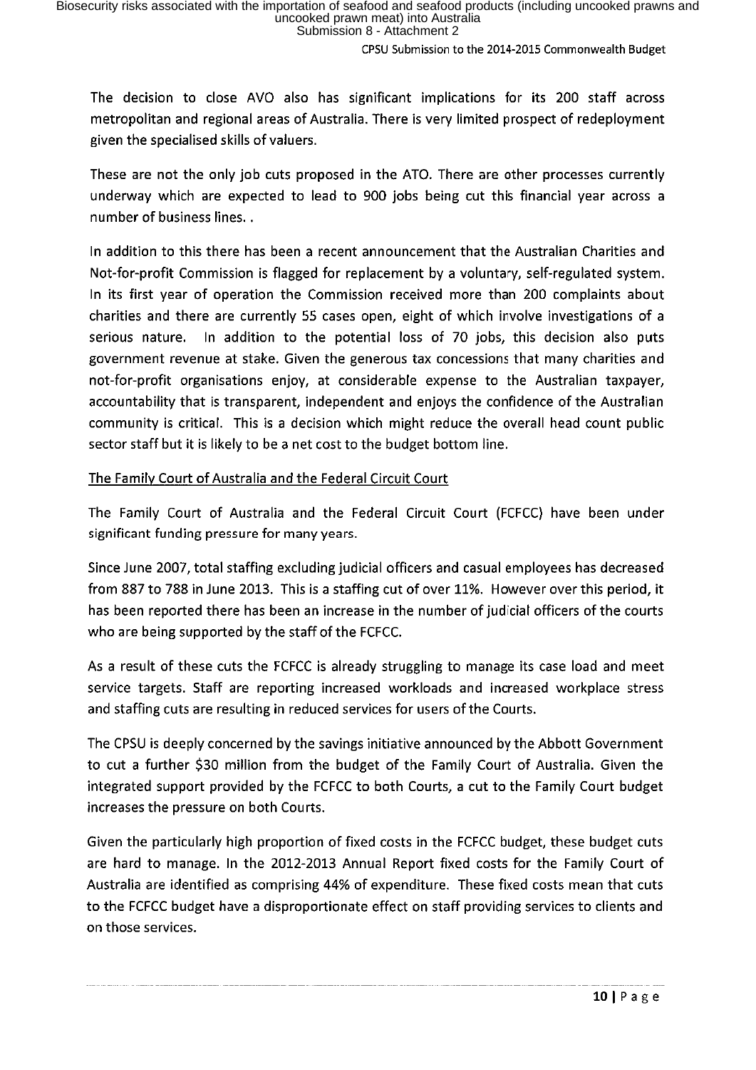The decision to close AVO also has significant implications for its 200 staff across metropolitan and regional areas of Australia. There is very limited prospect of redeployment given the specialised skills of valuers.

These are not the only job cuts proposed in the ATO. There are other processes currently underway which are expected to lead to 900 jobs being cut this financial year across a number of business lines. .

In addition to this there has been a recent announcement that the Australian Charities and Not-for-profit Commission is flagged for replacement by a voluntary, self-regulated system. In its first year of operation the Commission received more than 200 complaints about charities and there are currently 55 cases open, eight of which involve investigations of a serious nature. In addition to the potential loss of 70 jobs, this decision also puts government revenue at stake. Given the generous tax concessions that many charities and not-for-profit organisations enjoy, at considerable expense to the Australian taxpayer, accountability that is transparent, independent and enjoys the confidence of the Australian community is critical. This is a decision which might reduce the overall head count public sector staff but it is likely to be a net cost to the budget bottom line.

<u>The Family Court of Australia and the Federal Circuit Court</u>

The Family Court of Australia and the Federal Circuit Court (FCFCC) have been under significant funding pressure for many years.

Since June 2007, total staffing excluding judicial officers and casual employees has decreased from 887 to 788 in June 2013. This is a staffing cut of over 11%. However over this period, it has been reported there has been an increase in the number of judicial officers of the courts who are being supported by the staff of the FCFCC.

As a result of these cuts the FCFCC is already struggling to manage its case load and meet service targets. Staff are reporting increased workloads and increased workplace stress and staffing cuts are resulting in reduced services for users of the Courts.

The CPSU is deeply concerned by the savings initiative announced by the Abbott Government to cut a further $30 million from the budget of the Family Court of Australia. Given the integrated support provided by the FCFCC to both Courts, a cut to the Family Court budget increases the pressure on both Courts.

Given the particularly high proportion of fixed costs in the FCFCC budget, these budget cuts are hard to manage. In the 2012-2013 Annual Report fixed costs for the Family Court of Australia are identified as comprising 44% of expenditure. These fixed costs mean that cuts to the FCFCC budget have a disproportionate effect on staff providing services to clients and on those services.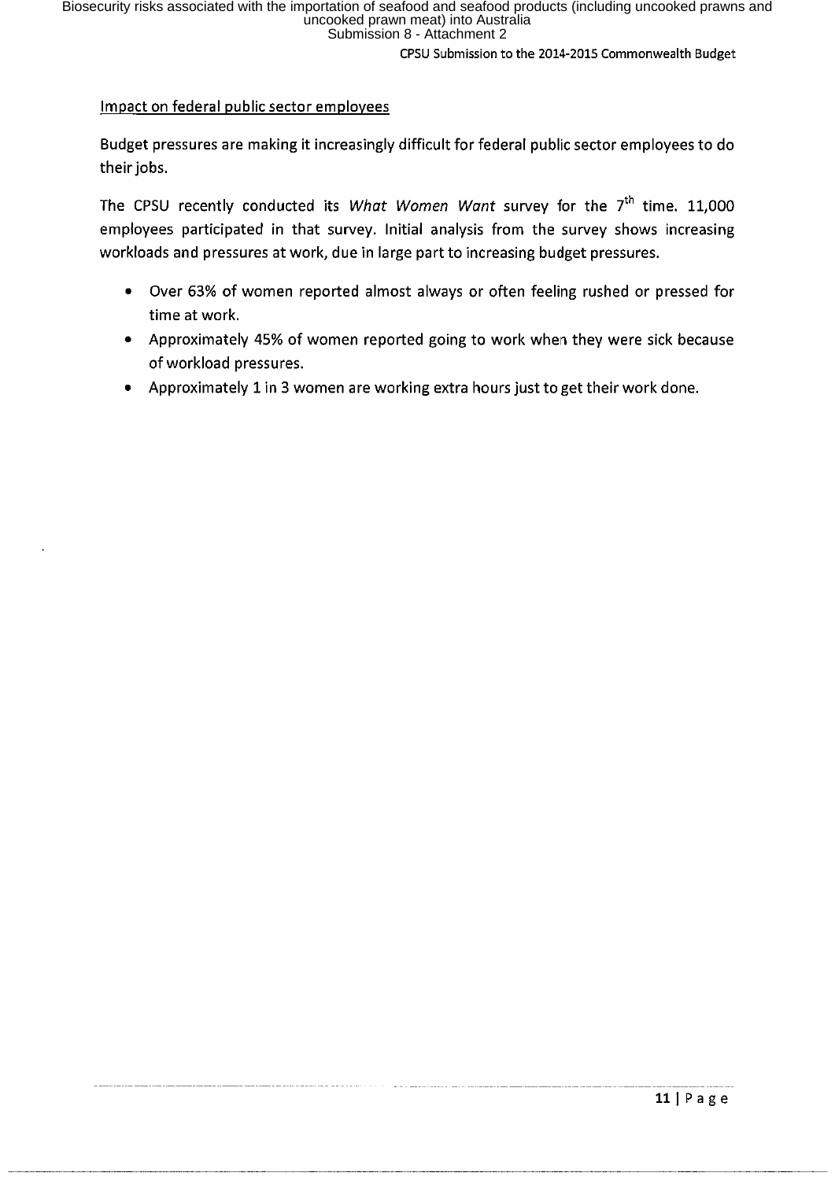## Impact on federal public sector employees

Budget pressures are making it increasingly difficult for federal public sector employees to do their jobs.

The CPSU recently conducted its *What Women Want* survey for the 7th time. 11,000 employees participated in that survey. Initial analysis from the survey shows increasing workloads and pressures at work, due in large part to increasing budget pressures.

- Over 63% of women reported almost always or often feeling rushed or pressed for time at work.
- Approximately 45% of women reported going to work when they were sick because of workload pressures.
- Approximately 1 in 3 women are working extra hours just to get their work done.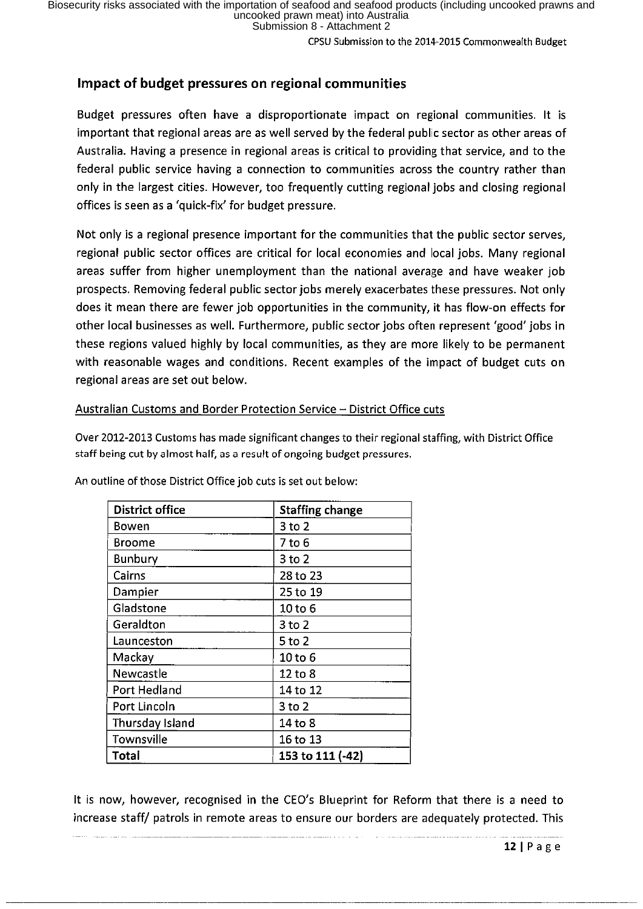## Impact of budget pressures on regional communities

Budget pressures often have a disproportionate impact on regional communities. It is important that regional areas are as well served by the federal public sector as other areas of Australia. Having a presence in regional areas is critical to providing that service, and to the federal public service having a connection to communities across the country rather than only in the largest cities. However, too frequently cutting regional jobs and closing regional offices is seen as a 'quick-fix' for budget pressure.

Not only is a regional presence important for the communities that the public sector serves, regional public sector offices are critical for local economies and local jobs. Many regional areas suffer from higher unemployment than the national average and have weaker job prospects. Removing federal public sector jobs merely exacerbates these pressures. Not only does it mean there are fewer job opportunities in the community, it has flow-on effects for other local businesses as well. Furthermore, public sector jobs often represent 'good' jobs in these regions valued highly by local communities, as they are more likely to be permanent with reasonable wages and conditions. Recent examples of the impact of budget cuts on regional areas are set out below.

Australian Customs and Border Protection Service – District Office cuts

Over 2012-2013 Customs has made significant changes to their regional staffing, with District Office staff being cut by almost half, as a result of ongoing budget pressures.

An outline of those District Office job cuts is set out below:

| District office | Staffing change |
|---|---|
| Bowen | 3 to 2 |
| Broome | 7 to 6 |
| Bunbury | 3 to 2 |
| Cairns | 28 to 23 |
| Dampier | 25 to 19 |
| Gladstone | 10 to 6 |
| Geraldton | 3 to 2 |
| Launceston | 5 to 2 |
| Mackay | 10 to 6 |
| Newcastle | 12 to 8 |
| Port Hedland | 14 to 12 |
| Port Lincoln | 3 to 2 |
| Thursday Island | 14 to 8 |
| Townsville | 16 to 13 |
| **Total** | **153 to 111 (-42)** |

It is now, however, recognised in the CEO's Blueprint for Reform that there is a need to increase staff/ patrols in remote areas to ensure our borders are adequately protected. This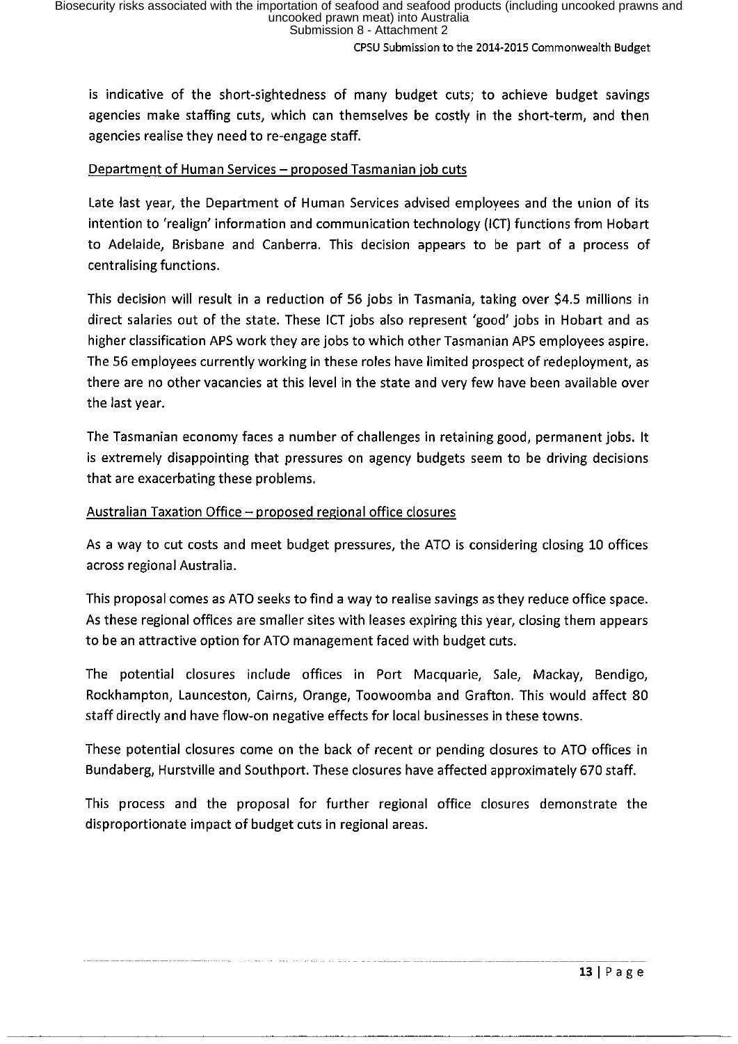is indicative of the short-sightedness of many budget cuts; to achieve budget savings agencies make staffing cuts, which can themselves be costly in the short-term, and then agencies realise they need to re-engage staff.

Department of Human Services – proposed Tasmanian job cuts

Late last year, the Department of Human Services advised employees and the union of its intention to 'realign' information and communication technology (ICT) functions from Hobart to Adelaide, Brisbane and Canberra. This decision appears to be part of a process of centralising functions.

This decision will result in a reduction of 56 jobs in Tasmania, taking over $4.5 millions in direct salaries out of the state. These ICT jobs also represent 'good' jobs in Hobart and as higher classification APS work they are jobs to which other Tasmanian APS employees aspire. The 56 employees currently working in these roles have limited prospect of redeployment, as there are no other vacancies at this level in the state and very few have been available over the last year.

The Tasmanian economy faces a number of challenges in retaining good, permanent jobs. It is extremely disappointing that pressures on agency budgets seem to be driving decisions that are exacerbating these problems.

Australian Taxation Office – proposed regional office closures

As a way to cut costs and meet budget pressures, the ATO is considering closing 10 offices across regional Australia.

This proposal comes as ATO seeks to find a way to realise savings as they reduce office space. As these regional offices are smaller sites with leases expiring this year, closing them appears to be an attractive option for ATO management faced with budget cuts.

The potential closures include offices in Port Macquarie, Sale, Mackay, Bendigo, Rockhampton, Launceston, Cairns, Orange, Toowoomba and Grafton. This would affect 80 staff directly and have flow-on negative effects for local businesses in these towns.

These potential closures come on the back of recent or pending closures to ATO offices in Bundaberg, Hurstville and Southport. These closures have affected approximately 670 staff.

This process and the proposal for further regional office closures demonstrate the disproportionate impact of budget cuts in regional areas.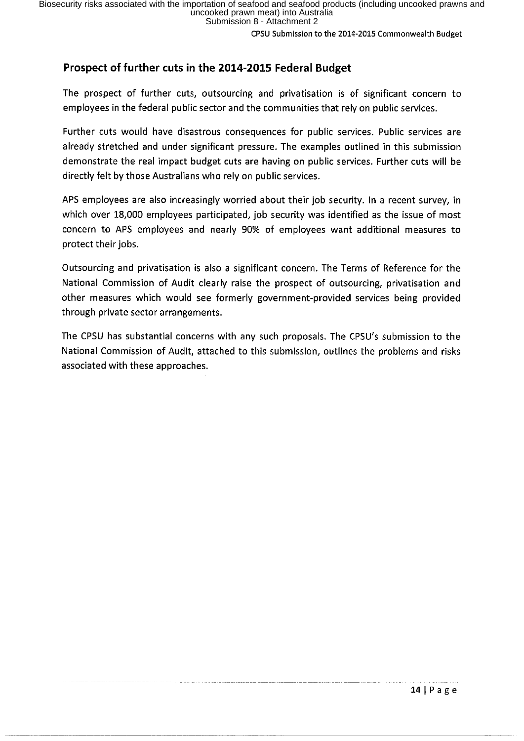## Prospect of further cuts in the 2014-2015 Federal Budget

The prospect of further cuts, outsourcing and privatisation is of significant concern to employees in the federal public sector and the communities that rely on public services.

Further cuts would have disastrous consequences for public services. Public services are already stretched and under significant pressure. The examples outlined in this submission demonstrate the real impact budget cuts are having on public services. Further cuts will be directly felt by those Australians who rely on public services.

APS employees are also increasingly worried about their job security. In a recent survey, in which over 18,000 employees participated, job security was identified as the issue of most concern to APS employees and nearly 90% of employees want additional measures to protect their jobs.

Outsourcing and privatisation is also a significant concern. The Terms of Reference for the National Commission of Audit clearly raise the prospect of outsourcing, privatisation and other measures which would see formerly government-provided services being provided through private sector arrangements.

The CPSU has substantial concerns with any such proposals. The CPSU's submission to the National Commission of Audit, attached to this submission, outlines the problems and risks associated with these approaches.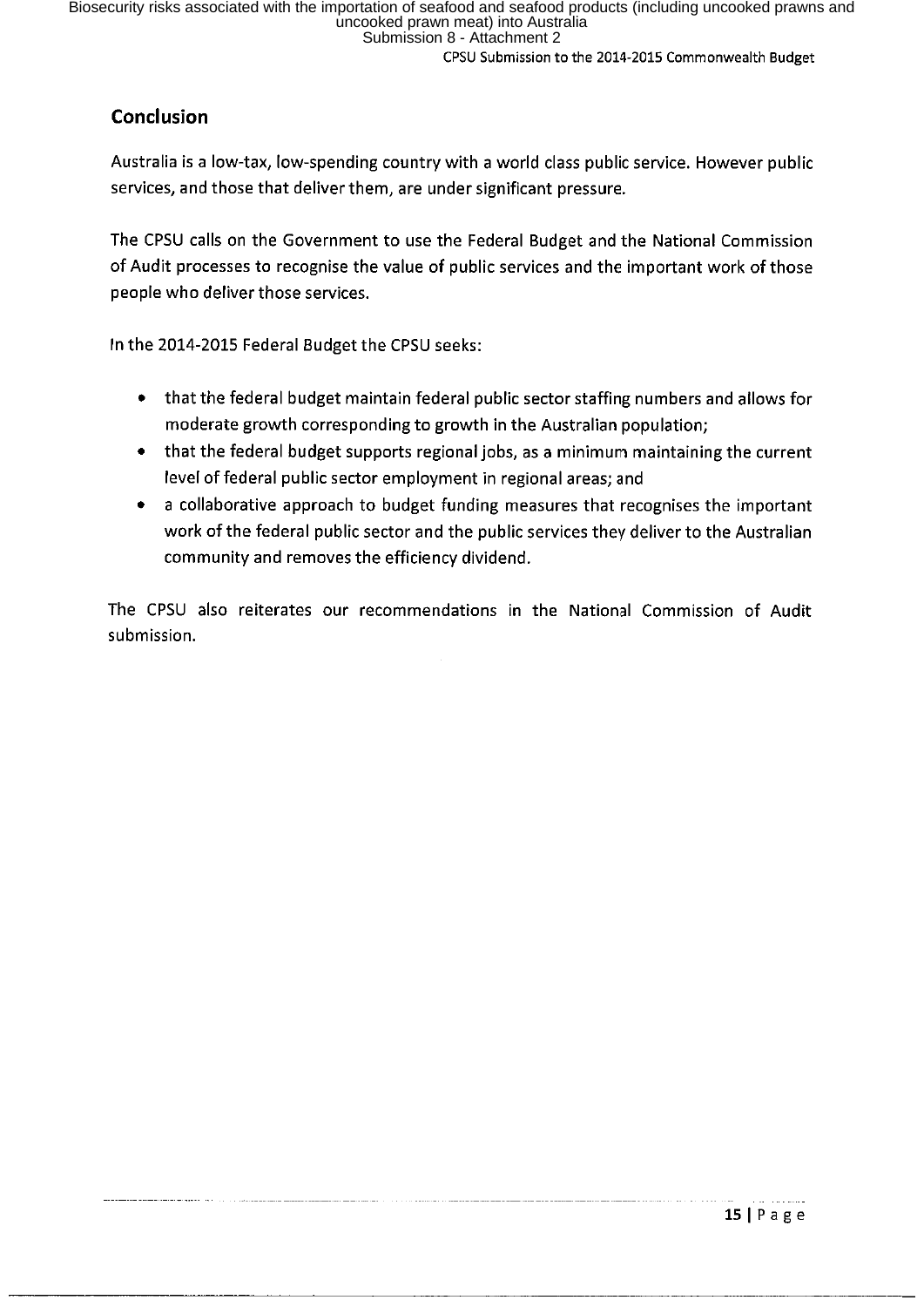## Conclusion

Australia is a low-tax, low-spending country with a world class public service. However public services, and those that deliver them, are under significant pressure.

The CPSU calls on the Government to use the Federal Budget and the National Commission of Audit processes to recognise the value of public services and the important work of those people who deliver those services.

In the 2014-2015 Federal Budget the CPSU seeks:

- that the federal budget maintain federal public sector staffing numbers and allows for moderate growth corresponding to growth in the Australian population;
- that the federal budget supports regional jobs, as a minimum maintaining the current level of federal public sector employment in regional areas; and
- a collaborative approach to budget funding measures that recognises the important work of the federal public sector and the public services they deliver to the Australian community and removes the efficiency dividend.

The CPSU also reiterates our recommendations in the National Commission of Audit submission.